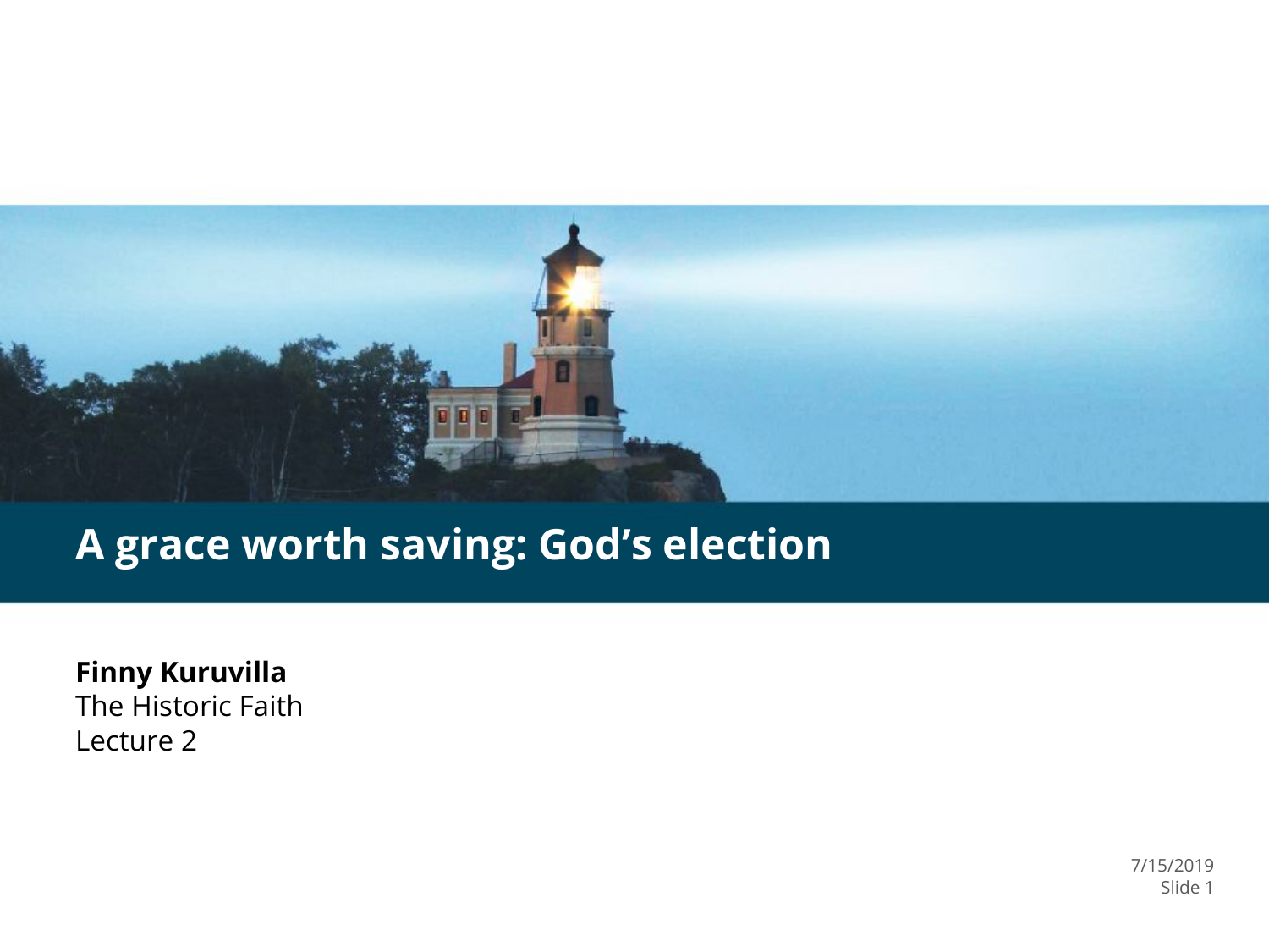# A grace worth saving: God's election

**Finny Kuruvilla**
The Historic Faith
Lecture 2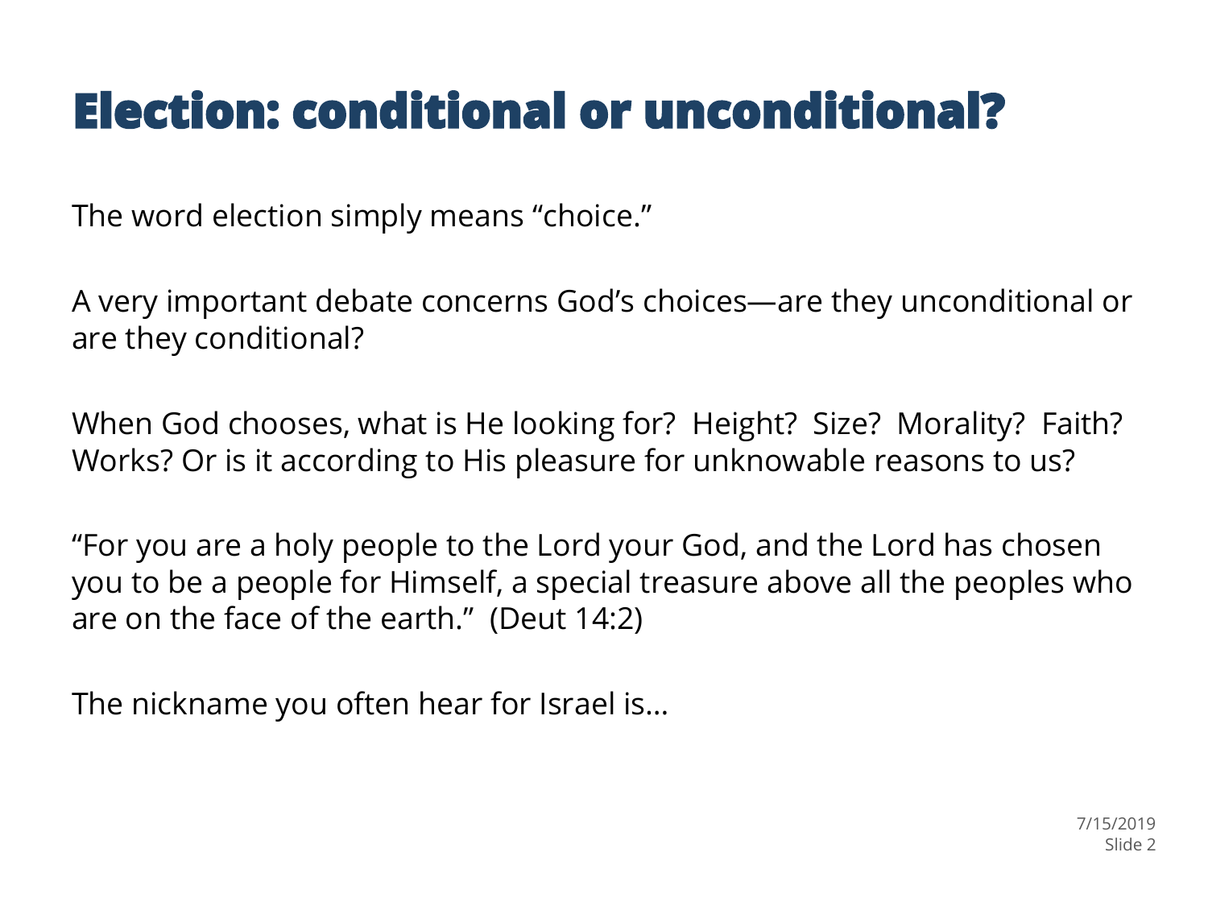# Election: conditional or unconditional?

The word election simply means "choice."

A very important debate concerns God's choices—are they unconditional or are they conditional?

When God chooses, what is He looking for?  Height?  Size?  Morality?  Faith?  Works? Or is it according to His pleasure for unknowable reasons to us?

"For you are a holy people to the Lord your God, and the Lord has chosen you to be a people for Himself, a special treasure above all the peoples who are on the face of the earth."  (Deut 14:2)

The nickname you often hear for Israel is…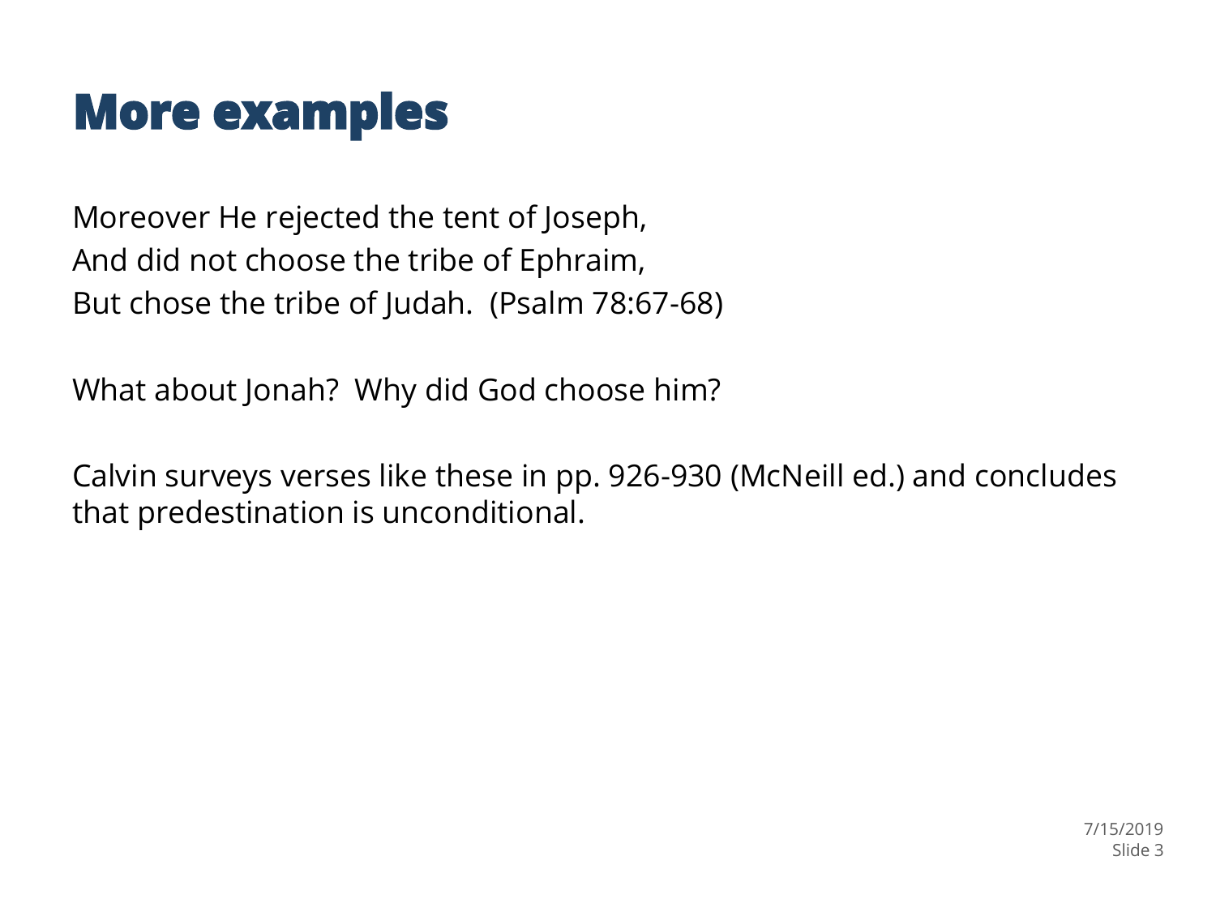# More examples

Moreover He rejected the tent of Joseph,
And did not choose the tribe of Ephraim,
But chose the tribe of Judah.  (Psalm 78:67-68)

What about Jonah?  Why did God choose him?

Calvin surveys verses like these in pp. 926-930 (McNeill ed.) and concludes that predestination is unconditional.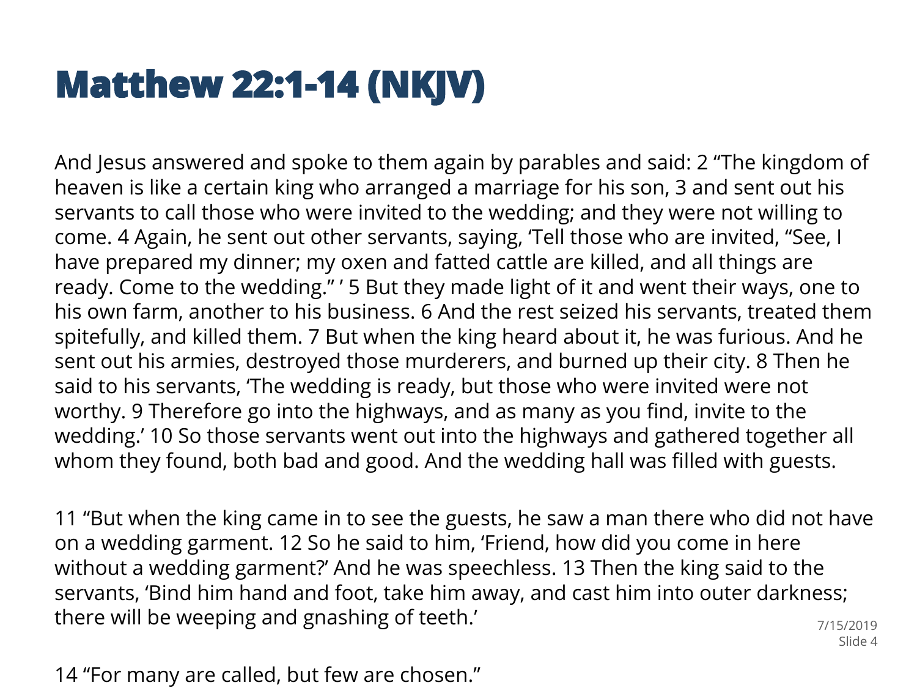# Matthew 22:1-14 (NKJV)

And Jesus answered and spoke to them again by parables and said: 2 “The kingdom of heaven is like a certain king who arranged a marriage for his son, 3 and sent out his servants to call those who were invited to the wedding; and they were not willing to come. 4 Again, he sent out other servants, saying, ‘Tell those who are invited, “See, I have prepared my dinner; my oxen and fatted cattle are killed, and all things are ready. Come to the wedding.” ’ 5 But they made light of it and went their ways, one to his own farm, another to his business. 6 And the rest seized his servants, treated them spitefully, and killed them. 7 But when the king heard about it, he was furious. And he sent out his armies, destroyed those murderers, and burned up their city. 8 Then he said to his servants, ‘The wedding is ready, but those who were invited were not worthy. 9 Therefore go into the highways, and as many as you find, invite to the wedding.’ 10 So those servants went out into the highways and gathered together all whom they found, both bad and good. And the wedding hall was filled with guests.

11 “But when the king came in to see the guests, he saw a man there who did not have on a wedding garment. 12 So he said to him, ‘Friend, how did you come in here without a wedding garment?’ And he was speechless. 13 Then the king said to the servants, ‘Bind him hand and foot, take him away, and cast him into outer darkness; there will be weeping and gnashing of teeth.’

14 “For many are called, but few are chosen.”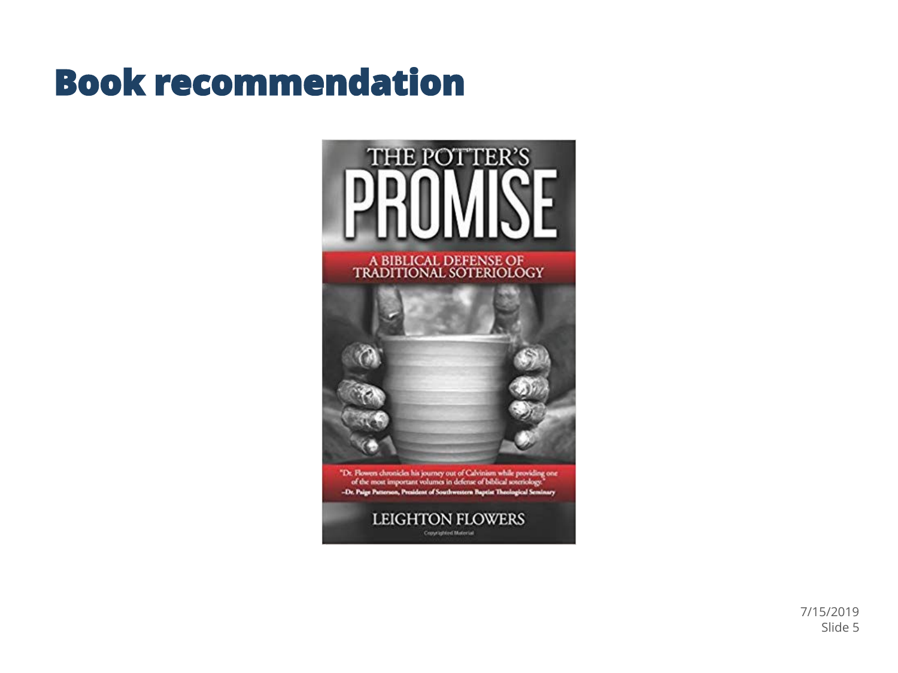# Book recommendation

THE POTTER'S
PROMISE

A BIBLICAL DEFENSE OF TRADITIONAL SOTERIOLOGY

"Dr. Flowers chronicles his journey out of Calvinism while providing one of the most important volumes in defense of biblical soteriology."
–Dr. Paige Patterson, President of Southwestern Baptist Theological Seminary

LEIGHTON FLOWERS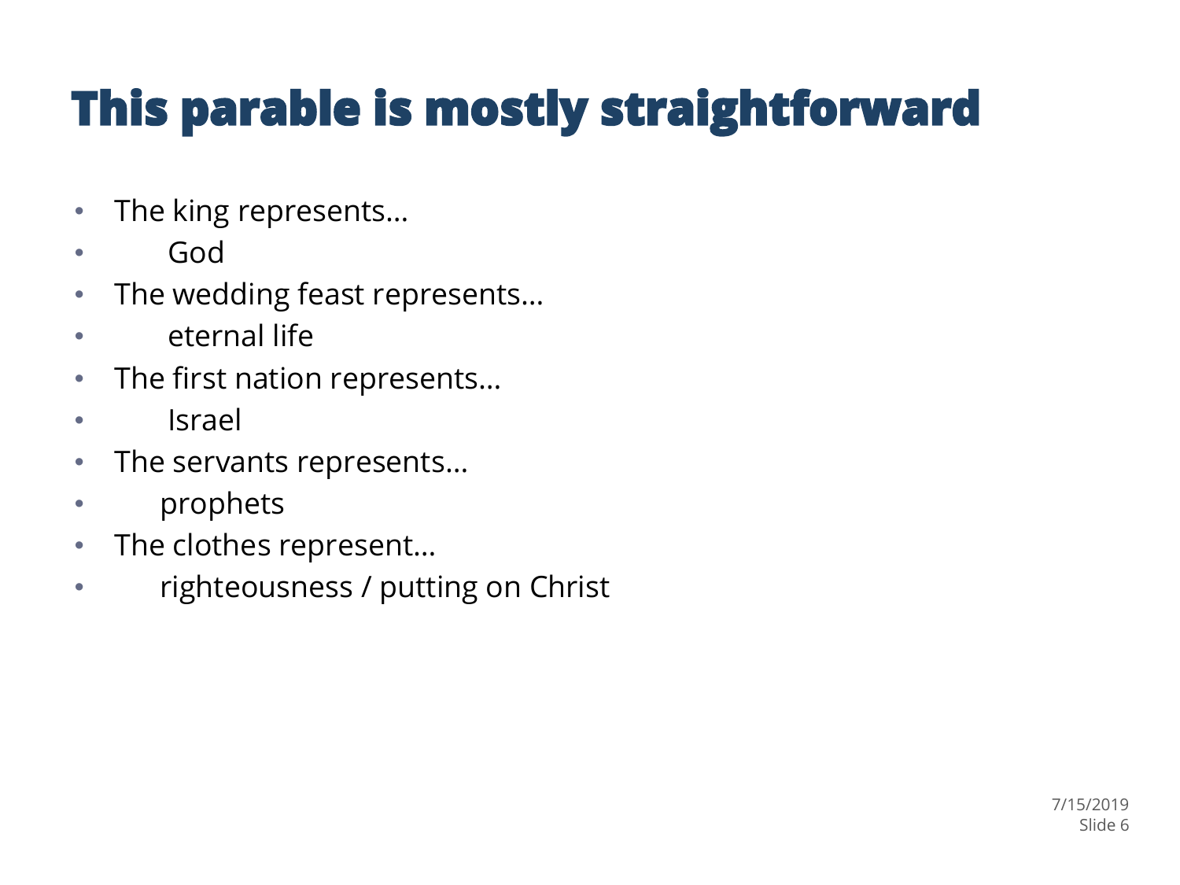# This parable is mostly straightforward

- The king represents…
- God
- The wedding feast represents…
- eternal life
- The first nation represents…
- Israel
- The servants represents…
- prophets
- The clothes represent…
- righteousness / putting on Christ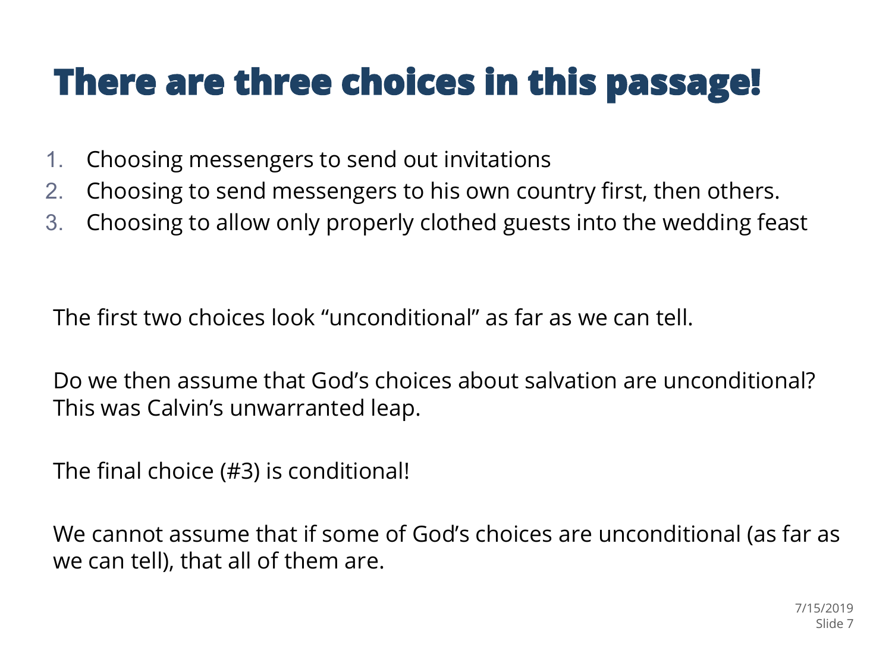# There are three choices in this passage!

1. Choosing messengers to send out invitations
2. Choosing to send messengers to his own country first, then others.
3. Choosing to allow only properly clothed guests into the wedding feast

The first two choices look “unconditional” as far as we can tell.

Do we then assume that God’s choices about salvation are unconditional? This was Calvin’s unwarranted leap.

The final choice (#3) is conditional!

We cannot assume that if some of God’s choices are unconditional (as far as we can tell), that all of them are.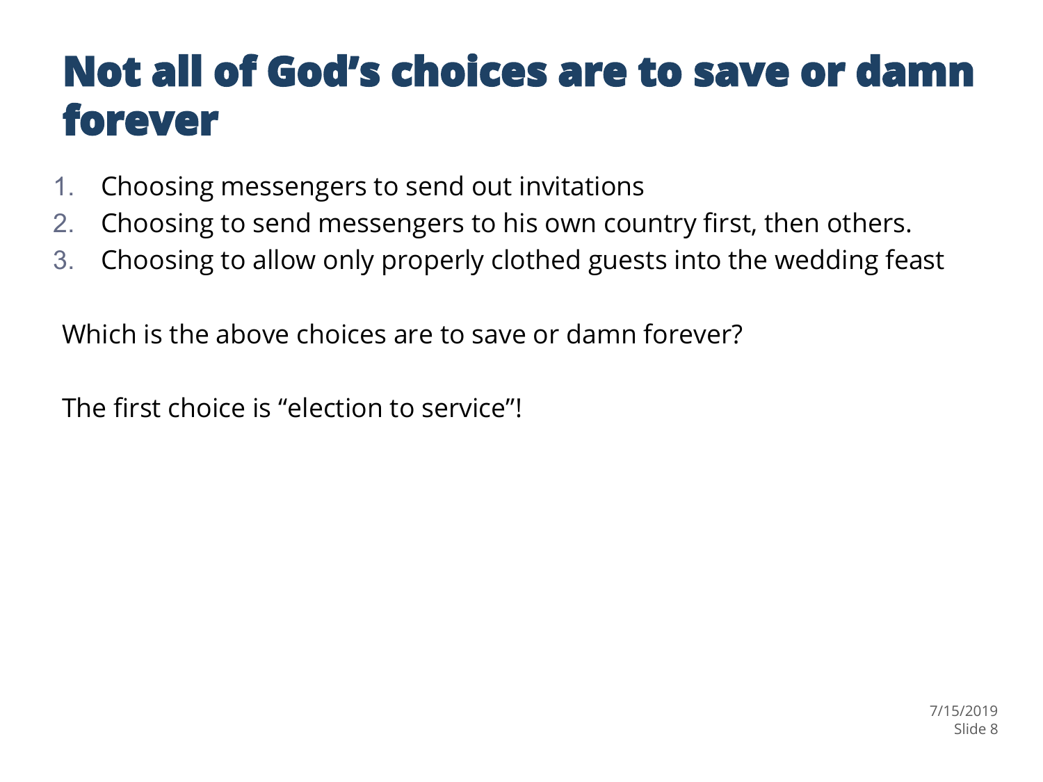# Not all of God's choices are to save or damn forever

1. Choosing messengers to send out invitations
2. Choosing to send messengers to his own country first, then others.
3. Choosing to allow only properly clothed guests into the wedding feast

Which is the above choices are to save or damn forever?

The first choice is "election to service"!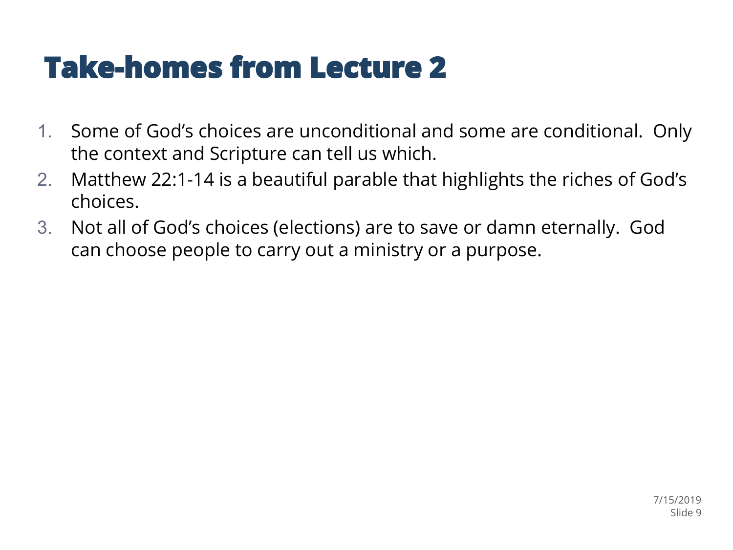# Take-homes from Lecture 2

1. Some of God's choices are unconditional and some are conditional. Only the context and Scripture can tell us which.
2. Matthew 22:1-14 is a beautiful parable that highlights the riches of God's choices.
3. Not all of God's choices (elections) are to save or damn eternally. God can choose people to carry out a ministry or a purpose.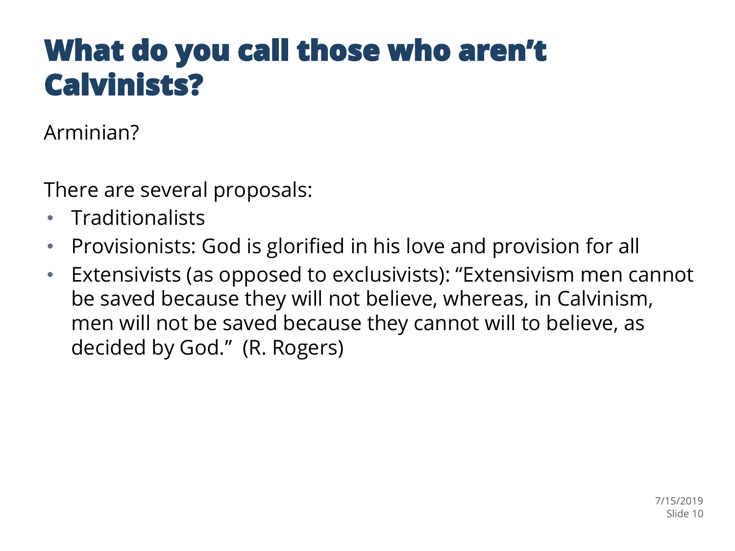# What do you call those who aren't Calvinists?

Arminian?

There are several proposals:

- Traditionalists
- Provisionists: God is glorified in his love and provision for all
- Extensivists (as opposed to exclusivists): "Extensivism men cannot be saved because they will not believe, whereas, in Calvinism, men will not be saved because they cannot will to believe, as decided by God." (R. Rogers)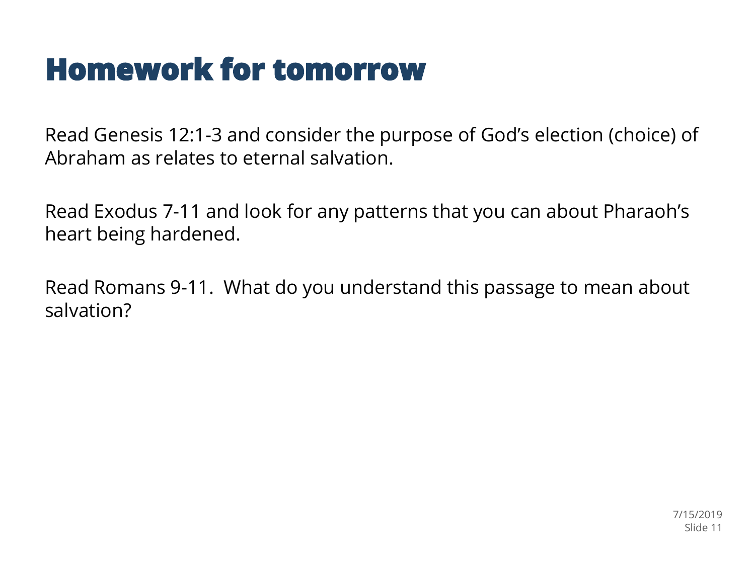# Homework for tomorrow

Read Genesis 12:1-3 and consider the purpose of God's election (choice) of Abraham as relates to eternal salvation.

Read Exodus 7-11 and look for any patterns that you can about Pharaoh's heart being hardened.

Read Romans 9-11. What do you understand this passage to mean about salvation?